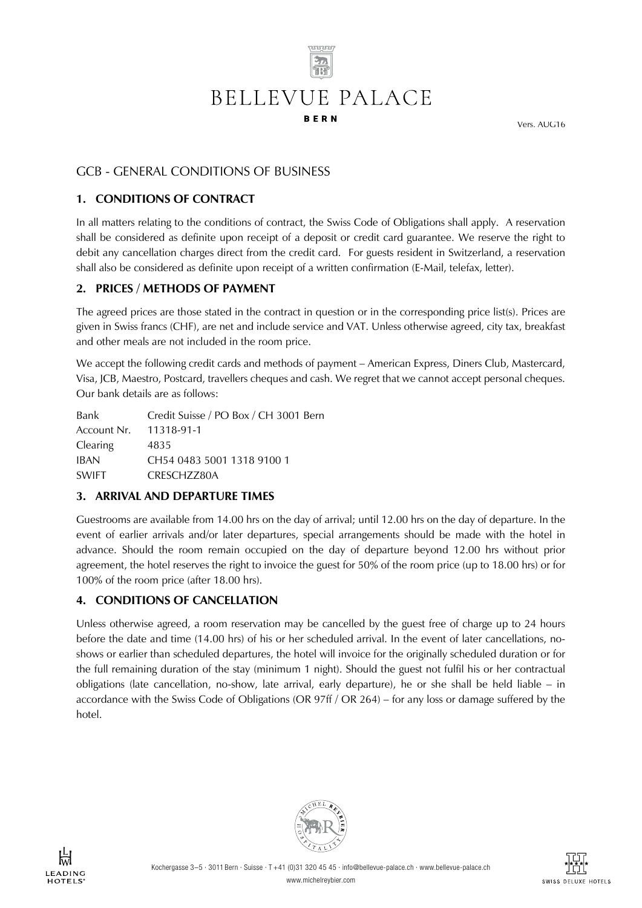# BELLEVUE PALACE

**BERN**

Vers. AUG16

## GCB - GENERAL CONDITIONS OF BUSINESS

### 1. CONDITIONS OF CONTRACT

In all matters relating to the conditions of contract, the Swiss Code of Obligations shall apply. A reservation shall be considered as definite upon receipt of a deposit or credit card guarantee. We reserve the right to debit any cancellation charges direct from the credit card. For guests resident in Switzerland, a reservation shall also be considered as definite upon receipt of a written confirmation (E-Mail, telefax, letter).

### 2. PRICES / METHODS OF PAYMENT

The agreed prices are those stated in the contract in question or in the corresponding price list(s). Prices are given in Swiss francs (CHF), are net and include service and VAT. Unless otherwise agreed, city tax, breakfast and other meals are not included in the room price.

We accept the following credit cards and methods of payment – American Express, Diners Club, Mastercard, Visa, JCB, Maestro, Postcard, travellers cheques and cash. We regret that we cannot accept personal cheques. Our bank details are as follows:

| | |
|---|---|
| Bank | Credit Suisse / PO Box / CH 3001 Bern |
| Account Nr. | 11318-91-1 |
| Clearing | 4835 |
| IBAN | CH54 0483 5001 1318 9100 1 |
| SWIFT | CRESCHZZ80A |

### 3. ARRIVAL AND DEPARTURE TIMES

Guestrooms are available from 14.00 hrs on the day of arrival; until 12.00 hrs on the day of departure. In the event of earlier arrivals and/or later departures, special arrangements should be made with the hotel in advance. Should the room remain occupied on the day of departure beyond 12.00 hrs without prior agreement, the hotel reserves the right to invoice the guest for 50% of the room price (up to 18.00 hrs) or for 100% of the room price (after 18.00 hrs).

### 4. CONDITIONS OF CANCELLATION

Unless otherwise agreed, a room reservation may be cancelled by the guest free of charge up to 24 hours before the date and time (14.00 hrs) of his or her scheduled arrival. In the event of later cancellations, no-shows or earlier than scheduled departures, the hotel will invoice for the originally scheduled duration or for the full remaining duration of the stay (minimum 1 night). Should the guest not fulfil his or her contractual obligations (late cancellation, no-show, late arrival, early departure), he or she shall be held liable – in accordance with the Swiss Code of Obligations (OR 97ff / OR 264) – for any loss or damage suffered by the hotel.

Kochergasse 3–5 · 3011 Bern · Suisse · T +41 (0)31 320 45 45 · info@bellevue-palace.ch · www.bellevue-palace.ch
www.michelreybier.com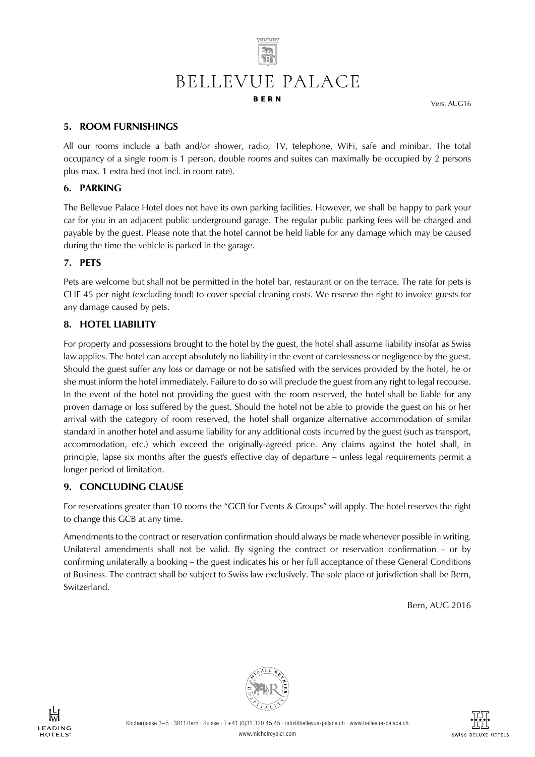## 5. ROOM FURNISHINGS

All our rooms include a bath and/or shower, radio, TV, telephone, WiFi, safe and minibar. The total occupancy of a single room is 1 person, double rooms and suites can maximally be occupied by 2 persons plus max. 1 extra bed (not incl. in room rate).

## 6. PARKING

The Bellevue Palace Hotel does not have its own parking facilities. However, we shall be happy to park your car for you in an adjacent public underground garage. The regular public parking fees will be charged and payable by the guest. Please note that the hotel cannot be held liable for any damage which may be caused during the time the vehicle is parked in the garage.

## 7. PETS

Pets are welcome but shall not be permitted in the hotel bar, restaurant or on the terrace. The rate for pets is CHF 45 per night (excluding food) to cover special cleaning costs. We reserve the right to invoice guests for any damage caused by pets.

## 8. HOTEL LIABILITY

For property and possessions brought to the hotel by the guest, the hotel shall assume liability insofar as Swiss law applies. The hotel can accept absolutely no liability in the event of carelessness or negligence by the guest. Should the guest suffer any loss or damage or not be satisfied with the services provided by the hotel, he or she must inform the hotel immediately. Failure to do so will preclude the guest from any right to legal recourse. In the event of the hotel not providing the guest with the room reserved, the hotel shall be liable for any proven damage or loss suffered by the guest. Should the hotel not be able to provide the guest on his or her arrival with the category of room reserved, the hotel shall organize alternative accommodation of similar standard in another hotel and assume liability for any additional costs incurred by the guest (such as transport, accommodation, etc.) which exceed the originally-agreed price. Any claims against the hotel shall, in principle, lapse six months after the guest's effective day of departure – unless legal requirements permit a longer period of limitation.

## 9. CONCLUDING CLAUSE

For reservations greater than 10 rooms the "GCB for Events & Groups" will apply. The hotel reserves the right to change this GCB at any time.

Amendments to the contract or reservation confirmation should always be made whenever possible in writing. Unilateral amendments shall not be valid. By signing the contract or reservation confirmation – or by confirming unilaterally a booking – the guest indicates his or her full acceptance of these General Conditions of Business. The contract shall be subject to Swiss law exclusively. The sole place of jurisdiction shall be Bern, Switzerland.

Bern, AUG 2016